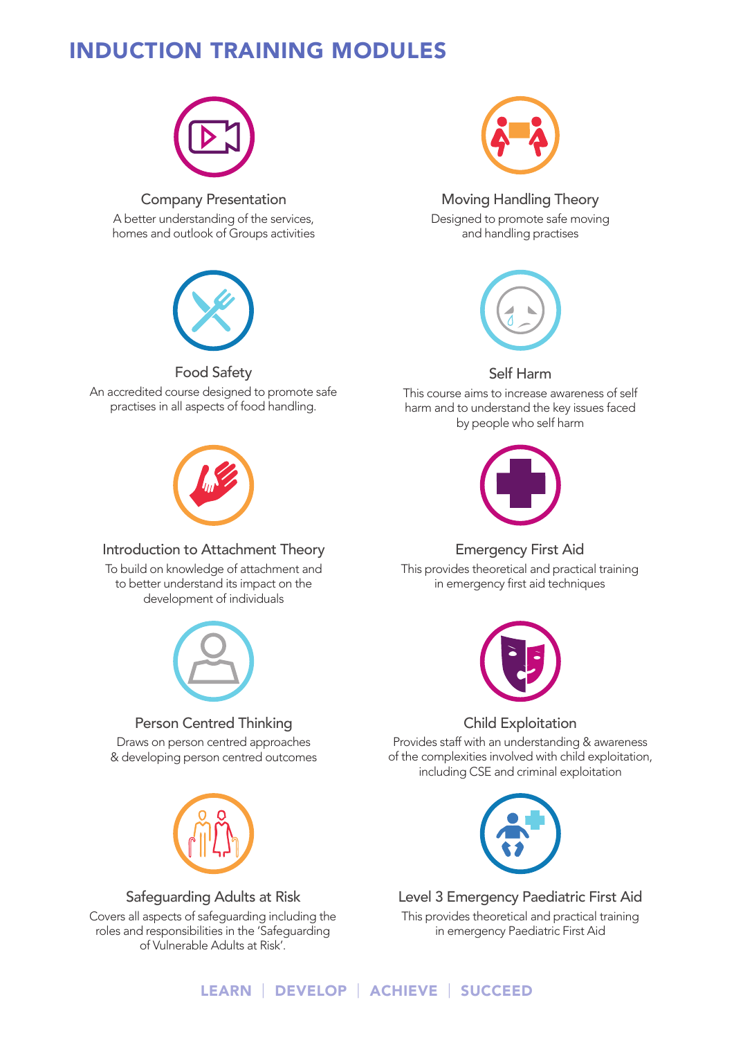# INDUCTION TRAINING MODULES

### Company Presentation

A better understanding of the services, homes and outlook of Groups activities

### Moving Handling Theory

Designed to promote safe moving and handling practises

### Food Safety

An accredited course designed to promote safe practises in all aspects of food handling.

### Self Harm

This course aims to increase awareness of self harm and to understand the key issues faced by people who self harm

### Introduction to Attachment Theory

To build on knowledge of attachment and to better understand its impact on the development of individuals

### Emergency First Aid

This provides theoretical and practical training in emergency first aid techniques

### Person Centred Thinking

Draws on person centred approaches & developing person centred outcomes

### Child Exploitation

Provides staff with an understanding & awareness of the complexities involved with child exploitation, including CSE and criminal exploitation

### Safeguarding Adults at Risk

Covers all aspects of safeguarding including the roles and responsibilities in the 'Safeguarding of Vulnerable Adults at Risk'.

### Level 3 Emergency Paediatric First Aid

This provides theoretical and practical training in emergency Paediatric First Aid

LEARN | DEVELOP | ACHIEVE | SUCCEED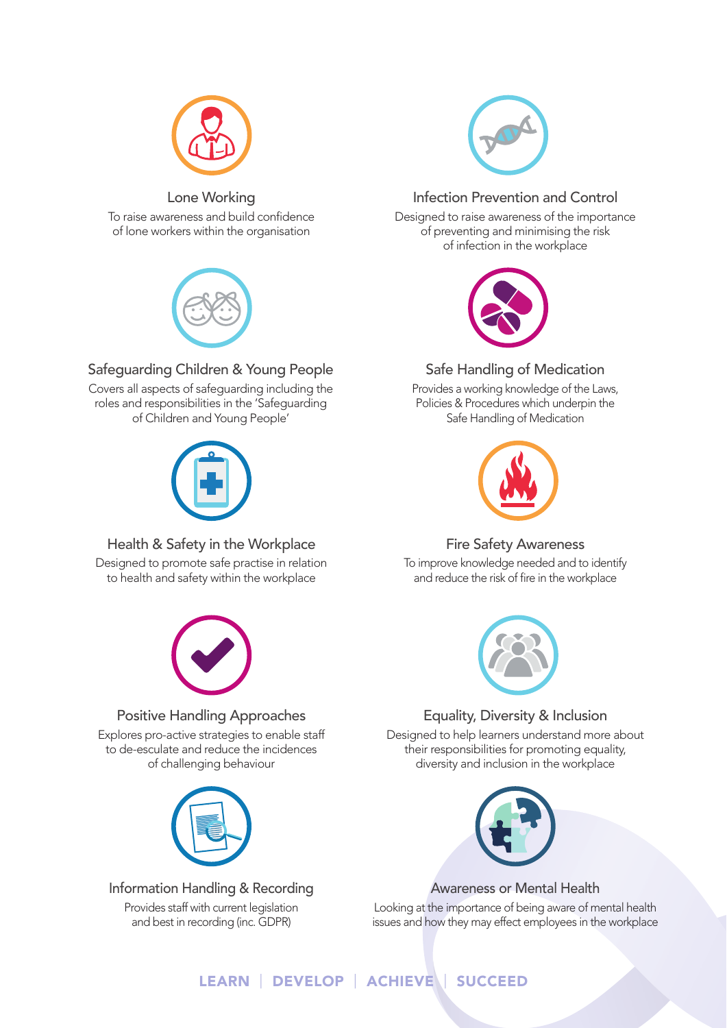### Lone Working

To raise awareness and build confidence of lone workers within the organisation

### Infection Prevention and Control

Designed to raise awareness of the importance of preventing and minimising the risk of infection in the workplace

### Safeguarding Children & Young People

Covers all aspects of safeguarding including the roles and responsibilities in the 'Safeguarding of Children and Young People'

### Safe Handling of Medication

Provides a working knowledge of the Laws, Policies & Procedures which underpin the Safe Handling of Medication

### Health & Safety in the Workplace

Designed to promote safe practise in relation to health and safety within the workplace

### Fire Safety Awareness

To improve knowledge needed and to identify and reduce the risk of fire in the workplace

### Positive Handling Approaches

Explores pro-active strategies to enable staff to de-esculate and reduce the incidences of challenging behaviour

### Equality, Diversity & Inclusion

Designed to help learners understand more about their responsibilities for promoting equality, diversity and inclusion in the workplace

### Information Handling & Recording

Provides staff with current legislation and best in recording (inc. GDPR)

### Awareness or Mental Health

Looking at the importance of being aware of mental health issues and how they may effect employees in the workplace

**LEARN | DEVELOP | ACHIEVE | SUCCEED**